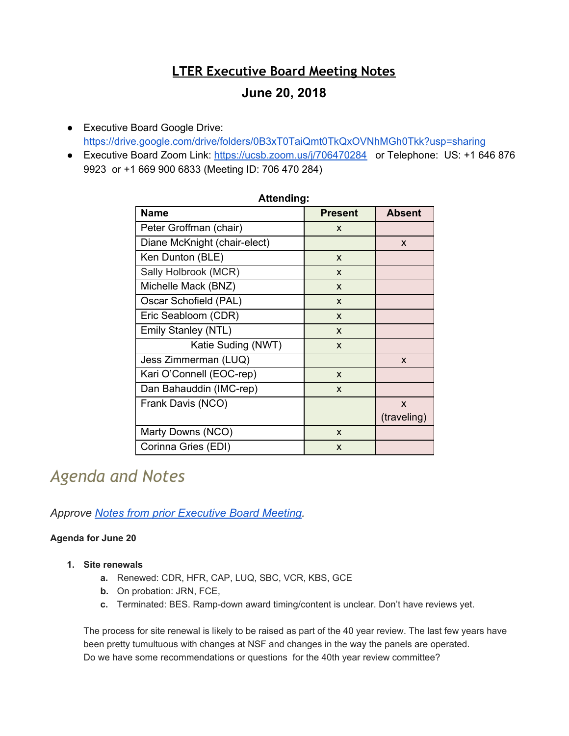# LTER Executive Board Meeting Notes

## June 20, 2018

- Executive Board Google Drive: https://drive.google.com/drive/folders/0B3xT0TaiQmt0TkQxOVNhMGh0Tkk?usp=sharing
- Executive Board Zoom Link: https://ucsb.zoom.us/j/706470284 or Telephone: US: +1 646 876 9923 or +1 669 900 6833 (Meeting ID: 706 470 284)

**Attending:**

| Name | Present | Absent |
|---|---|---|
| Peter Groffman (chair) | x | |
| Diane McKnight (chair-elect) | | x |
| Ken Dunton (BLE) | x | |
| Sally Holbrook (MCR) | x | |
| Michelle Mack (BNZ) | x | |
| Oscar Schofield (PAL) | x | |
| Eric Seabloom (CDR) | x | |
| Emily Stanley (NTL) | x | |
| Katie Suding (NWT) | x | |
| Jess Zimmerman (LUQ) | | x |
| Kari O'Connell (EOC-rep) | x | |
| Dan Bahauddin (IMC-rep) | x | |
| Frank Davis (NCO) | | x (traveling) |
| Marty Downs (NCO) | x | |
| Corinna Gries (EDI) | x | |

# *Agenda and Notes*

*Approve Notes from prior Executive Board Meeting.*

**Agenda for June 20**

1. **Site renewals**
   a. Renewed: CDR, HFR, CAP, LUQ, SBC, VCR, KBS, GCE
   b. On probation: JRN, FCE,
   c. Terminated: BES. Ramp-down award timing/content is unclear. Don't have reviews yet.

   The process for site renewal is likely to be raised as part of the 40 year review. The last few years have been pretty tumultuous with changes at NSF and changes in the way the panels are operated. Do we have some recommendations or questions for the 40th year review committee?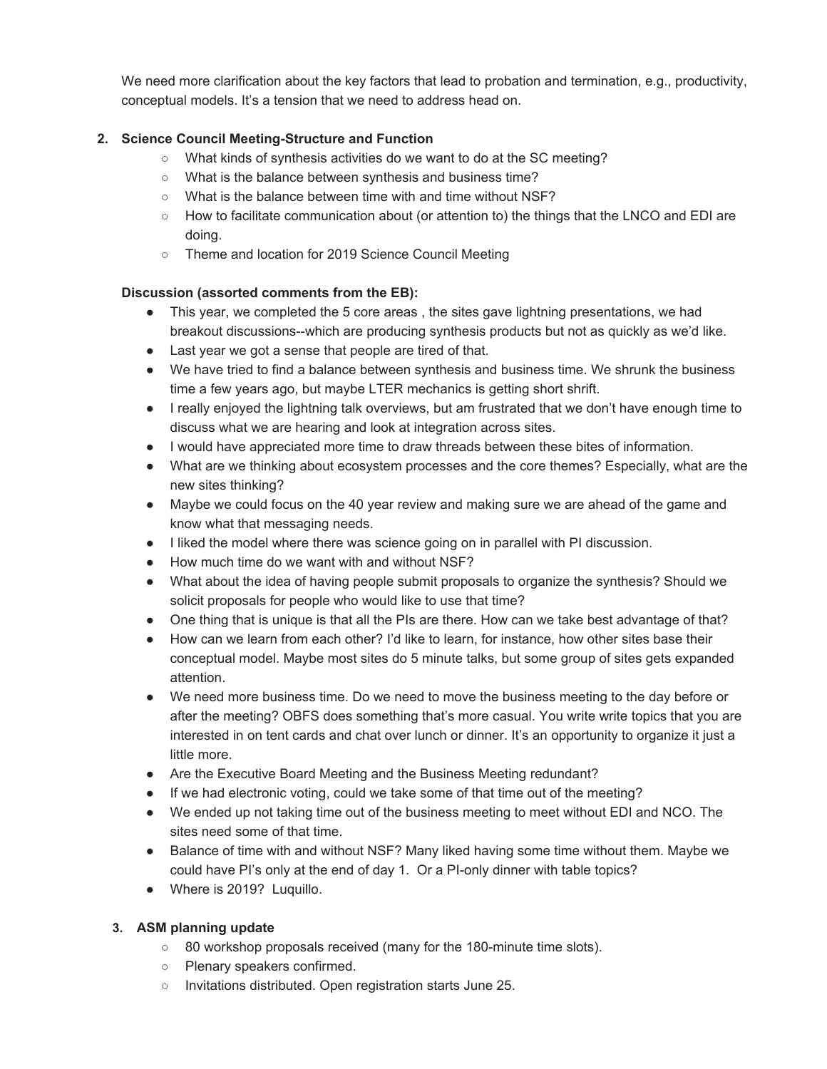We need more clarification about the key factors that lead to probation and termination, e.g., productivity, conceptual models. It's a tension that we need to address head on.

2. **Science Council Meeting-Structure and Function**
   - What kinds of synthesis activities do we want to do at the SC meeting?
   - What is the balance between synthesis and business time?
   - What is the balance between time with and time without NSF?
   - How to facilitate communication about (or attention to) the things that the LNCO and EDI are doing.
   - Theme and location for 2019 Science Council Meeting

**Discussion (assorted comments from the EB):**

- This year, we completed the 5 core areas , the sites gave lightning presentations, we had breakout discussions--which are producing synthesis products but not as quickly as we'd like.
- Last year we got a sense that people are tired of that.
- We have tried to find a balance between synthesis and business time. We shrunk the business time a few years ago, but maybe LTER mechanics is getting short shrift.
- I really enjoyed the lightning talk overviews, but am frustrated that we don't have enough time to discuss what we are hearing and look at integration across sites.
- I would have appreciated more time to draw threads between these bites of information.
- What are we thinking about ecosystem processes and the core themes? Especially, what are the new sites thinking?
- Maybe we could focus on the 40 year review and making sure we are ahead of the game and know what that messaging needs.
- I liked the model where there was science going on in parallel with PI discussion.
- How much time do we want with and without NSF?
- What about the idea of having people submit proposals to organize the synthesis? Should we solicit proposals for people who would like to use that time?
- One thing that is unique is that all the PIs are there. How can we take best advantage of that?
- How can we learn from each other? I'd like to learn, for instance, how other sites base their conceptual model. Maybe most sites do 5 minute talks, but some group of sites gets expanded attention.
- We need more business time. Do we need to move the business meeting to the day before or after the meeting? OBFS does something that's more casual. You write write topics that you are interested in on tent cards and chat over lunch or dinner. It's an opportunity to organize it just a little more.
- Are the Executive Board Meeting and the Business Meeting redundant?
- If we had electronic voting, could we take some of that time out of the meeting?
- We ended up not taking time out of the business meeting to meet without EDI and NCO. The sites need some of that time.
- Balance of time with and without NSF? Many liked having some time without them. Maybe we could have PI's only at the end of day 1. Or a PI-only dinner with table topics?
- Where is 2019? Luquillo.

3. **ASM planning update**
   - 80 workshop proposals received (many for the 180-minute time slots).
   - Plenary speakers confirmed.
   - Invitations distributed. Open registration starts June 25.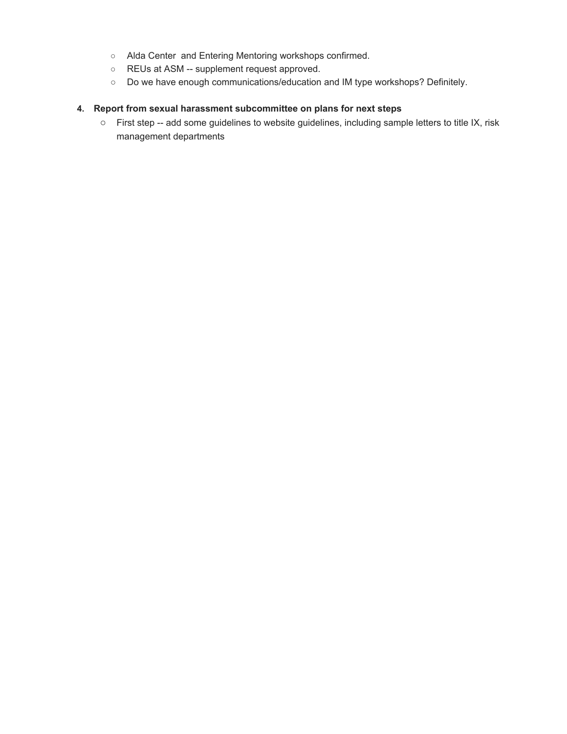- Alda Center  and Entering Mentoring workshops confirmed.
    - REUs at ASM -- supplement request approved.
    - Do we have enough communications/education and IM type workshops? Definitely.

4. **Report from sexual harassment subcommittee on plans for next steps**
    - First step -- add some guidelines to website guidelines, including sample letters to title IX, risk management departments